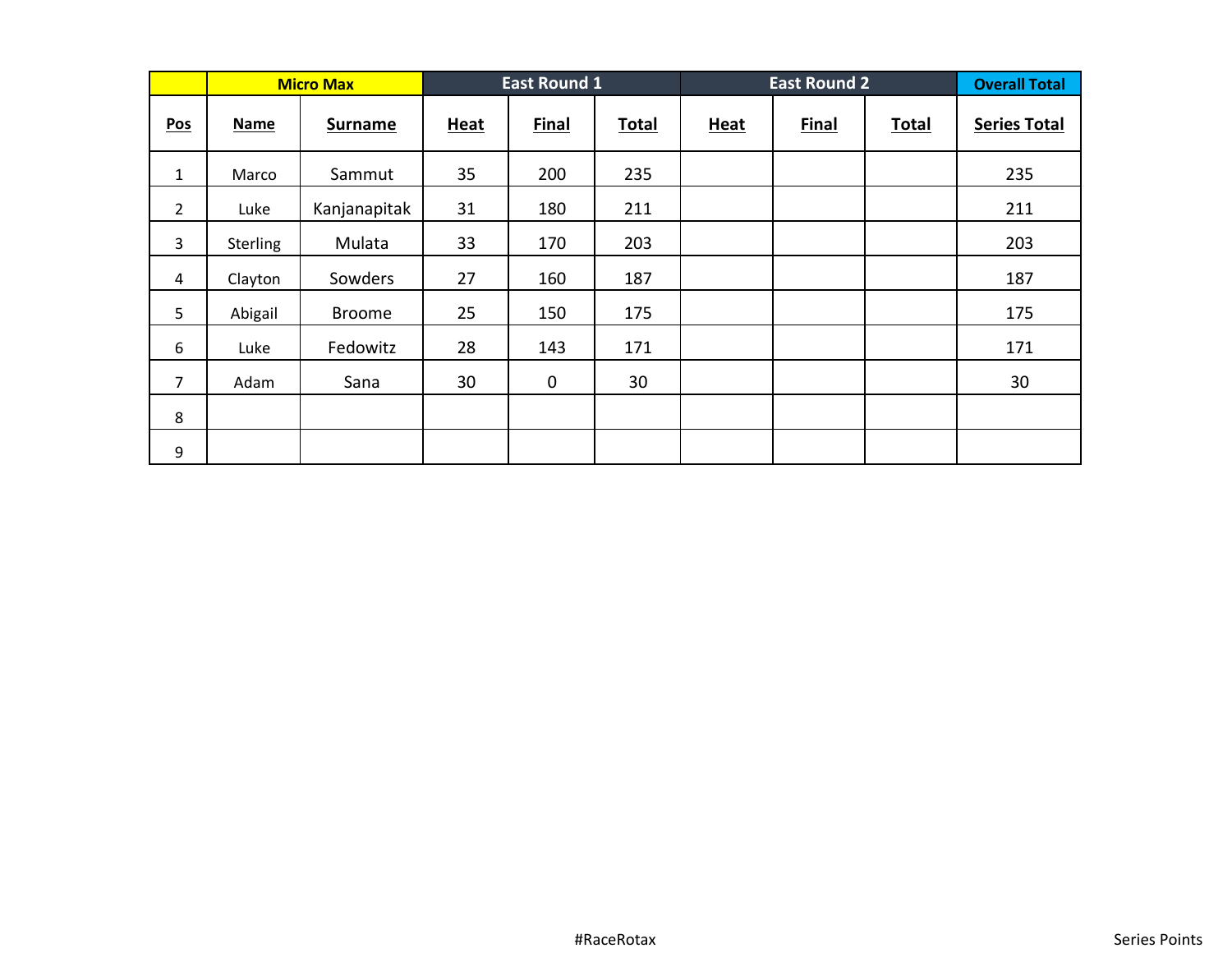| | Micro Max | | East Round 1 | | | East Round 2 | | | Overall Total |
|---|---|---|---|---|---|---|---|---|---|
| **Pos** | **Name** | **Surname** | **Heat** | **Final** | **Total** | **Heat** | **Final** | **Total** | **Series Total** |
| 1 | Marco | Sammut | 35 | 200 | 235 | | | | 235 |
| 2 | Luke | Kanjanapitak | 31 | 180 | 211 | | | | 211 |
| 3 | Sterling | Mulata | 33 | 170 | 203 | | | | 203 |
| 4 | Clayton | Sowders | 27 | 160 | 187 | | | | 187 |
| 5 | Abigail | Broome | 25 | 150 | 175 | | | | 175 |
| 6 | Luke | Fedowitz | 28 | 143 | 171 | | | | 171 |
| 7 | Adam | Sana | 30 | 0 | 30 | | | | 30 |
| 8 | | | | | | | | | |
| 9 | | | | | | | | | |

#RaceRotax

Series Points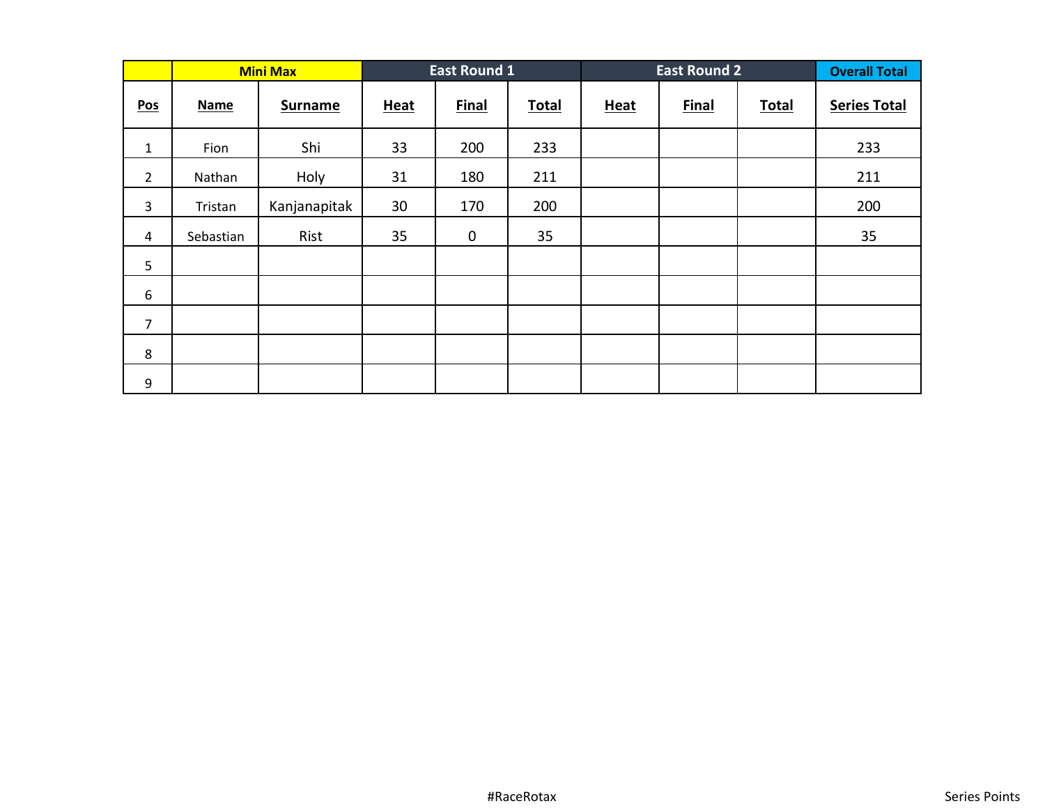| | Mini Max | | East Round 1 | | | East Round 2 | | | Overall Total |
|---|---|---|---|---|---|---|---|---|---|
| **Pos** | **Name** | **Surname** | **Heat** | **Final** | **Total** | **Heat** | **Final** | **Total** | **Series Total** |
| 1 | Fion | Shi | 33 | 200 | 233 | | | | 233 |
| 2 | Nathan | Holy | 31 | 180 | 211 | | | | 211 |
| 3 | Tristan | Kanjanapitak | 30 | 170 | 200 | | | | 200 |
| 4 | Sebastian | Rist | 35 | 0 | 35 | | | | 35 |
| 5 | | | | | | | | | |
| 6 | | | | | | | | | |
| 7 | | | | | | | | | |
| 8 | | | | | | | | | |
| 9 | | | | | | | | | |

#RaceRotax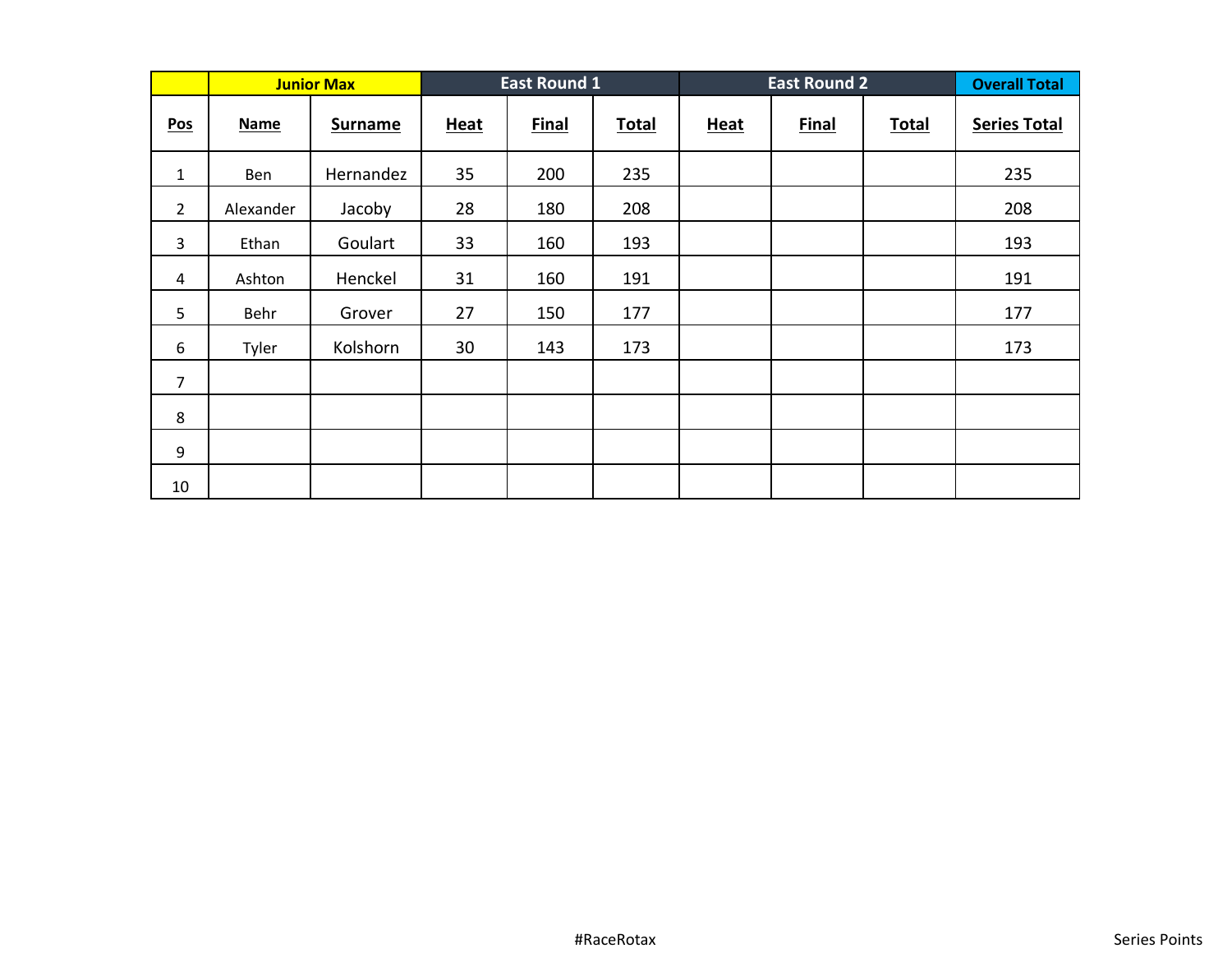| | Junior Max | | East Round 1 | | | East Round 2 | | | Overall Total |
|---|---|---|---|---|---|---|---|---|---|
| **Pos** | **Name** | **Surname** | **Heat** | **Final** | **Total** | **Heat** | **Final** | **Total** | **Series Total** |
| 1 | Ben | Hernandez | 35 | 200 | 235 | | | | 235 |
| 2 | Alexander | Jacoby | 28 | 180 | 208 | | | | 208 |
| 3 | Ethan | Goulart | 33 | 160 | 193 | | | | 193 |
| 4 | Ashton | Henckel | 31 | 160 | 191 | | | | 191 |
| 5 | Behr | Grover | 27 | 150 | 177 | | | | 177 |
| 6 | Tyler | Kolshorn | 30 | 143 | 173 | | | | 173 |
| 7 | | | | | | | | | |
| 8 | | | | | | | | | |
| 9 | | | | | | | | | |
| 10 | | | | | | | | | |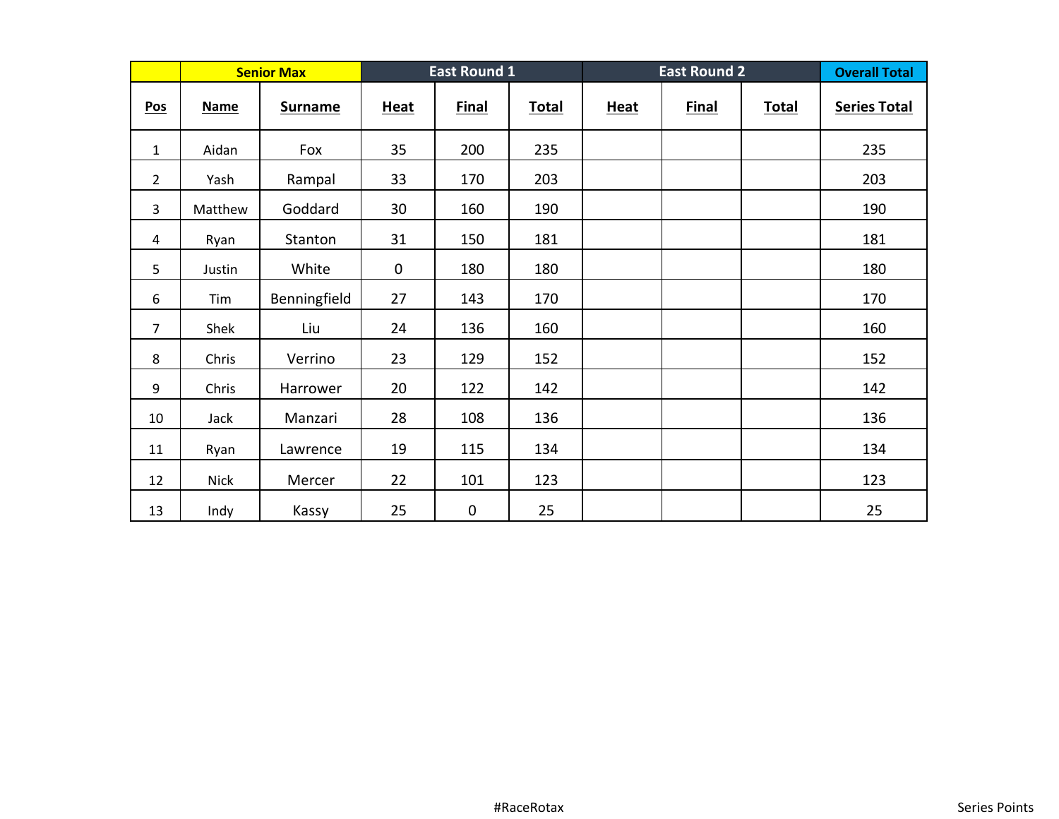| | Senior Max | | East Round 1 | | | East Round 2 | | | Overall Total |
|---|---|---|---|---|---|---|---|---|---|
| Pos | Name | Surname | Heat | Final | Total | Heat | Final | Total | Series Total |
| 1 | Aidan | Fox | 35 | 200 | 235 | | | | 235 |
| 2 | Yash | Rampal | 33 | 170 | 203 | | | | 203 |
| 3 | Matthew | Goddard | 30 | 160 | 190 | | | | 190 |
| 4 | Ryan | Stanton | 31 | 150 | 181 | | | | 181 |
| 5 | Justin | White | 0 | 180 | 180 | | | | 180 |
| 6 | Tim | Benningfield | 27 | 143 | 170 | | | | 170 |
| 7 | Shek | Liu | 24 | 136 | 160 | | | | 160 |
| 8 | Chris | Verrino | 23 | 129 | 152 | | | | 152 |
| 9 | Chris | Harrower | 20 | 122 | 142 | | | | 142 |
| 10 | Jack | Manzari | 28 | 108 | 136 | | | | 136 |
| 11 | Ryan | Lawrence | 19 | 115 | 134 | | | | 134 |
| 12 | Nick | Mercer | 22 | 101 | 123 | | | | 123 |
| 13 | Indy | Kassy | 25 | 0 | 25 | | | | 25 |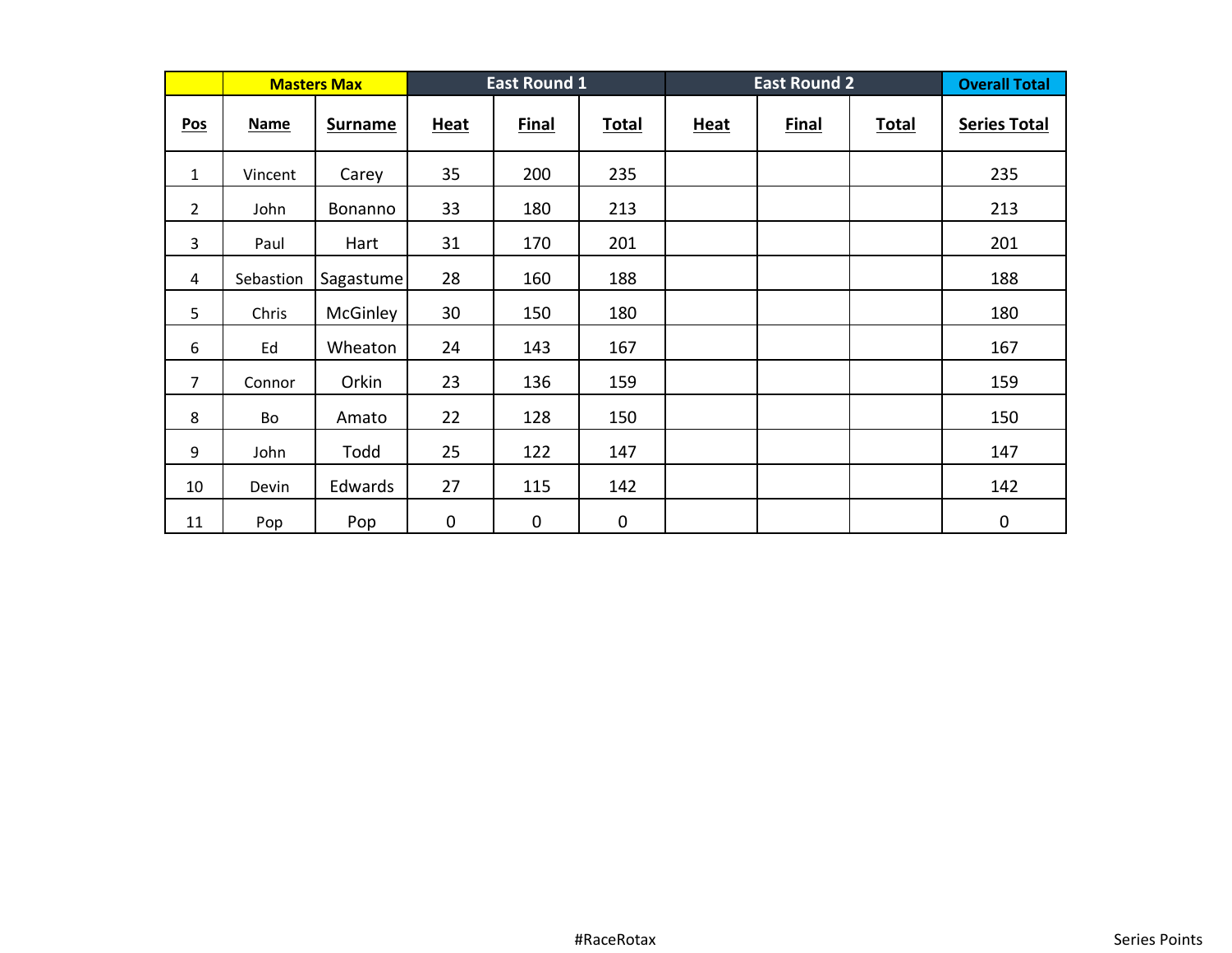| | Masters Max | | East Round 1 | | | East Round 2 | | | Overall Total |
|---|---|---|---|---|---|---|---|---|---|
| **Pos** | **Name** | **Surname** | **Heat** | **Final** | **Total** | **Heat** | **Final** | **Total** | **Series Total** |
| 1 | Vincent | Carey | 35 | 200 | 235 | | | | 235 |
| 2 | John | Bonanno | 33 | 180 | 213 | | | | 213 |
| 3 | Paul | Hart | 31 | 170 | 201 | | | | 201 |
| 4 | Sebastion | Sagastume | 28 | 160 | 188 | | | | 188 |
| 5 | Chris | McGinley | 30 | 150 | 180 | | | | 180 |
| 6 | Ed | Wheaton | 24 | 143 | 167 | | | | 167 |
| 7 | Connor | Orkin | 23 | 136 | 159 | | | | 159 |
| 8 | Bo | Amato | 22 | 128 | 150 | | | | 150 |
| 9 | John | Todd | 25 | 122 | 147 | | | | 147 |
| 10 | Devin | Edwards | 27 | 115 | 142 | | | | 142 |
| 11 | Pop | Pop | 0 | 0 | 0 | | | | 0 |